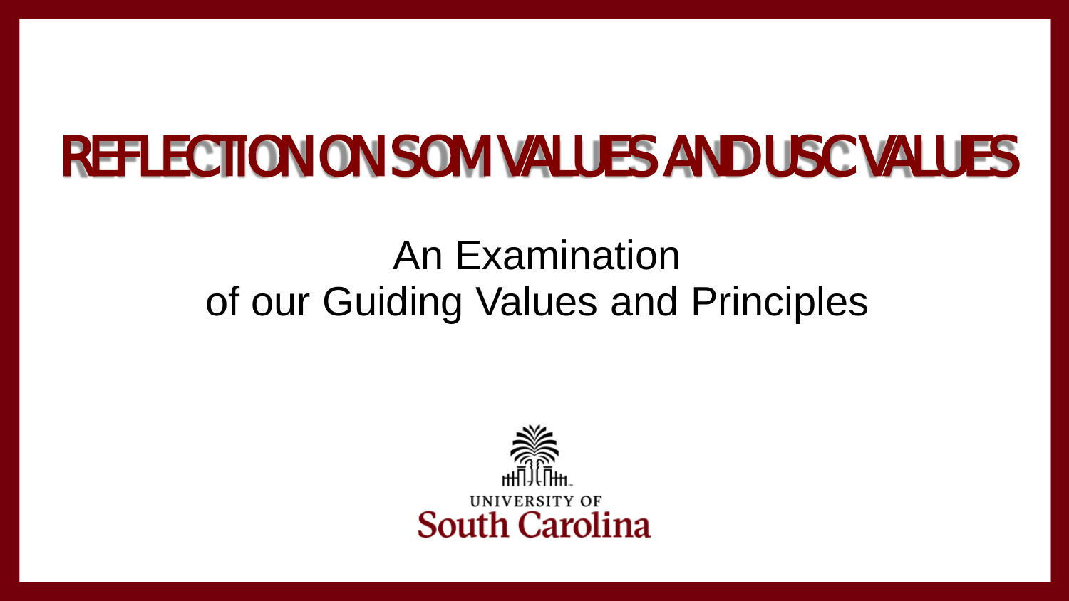# REFLECTION ON SOM VALUES AND USC VALUES

An Examination
of our Guiding Values and Principles

UNIVERSITY OF
South Carolina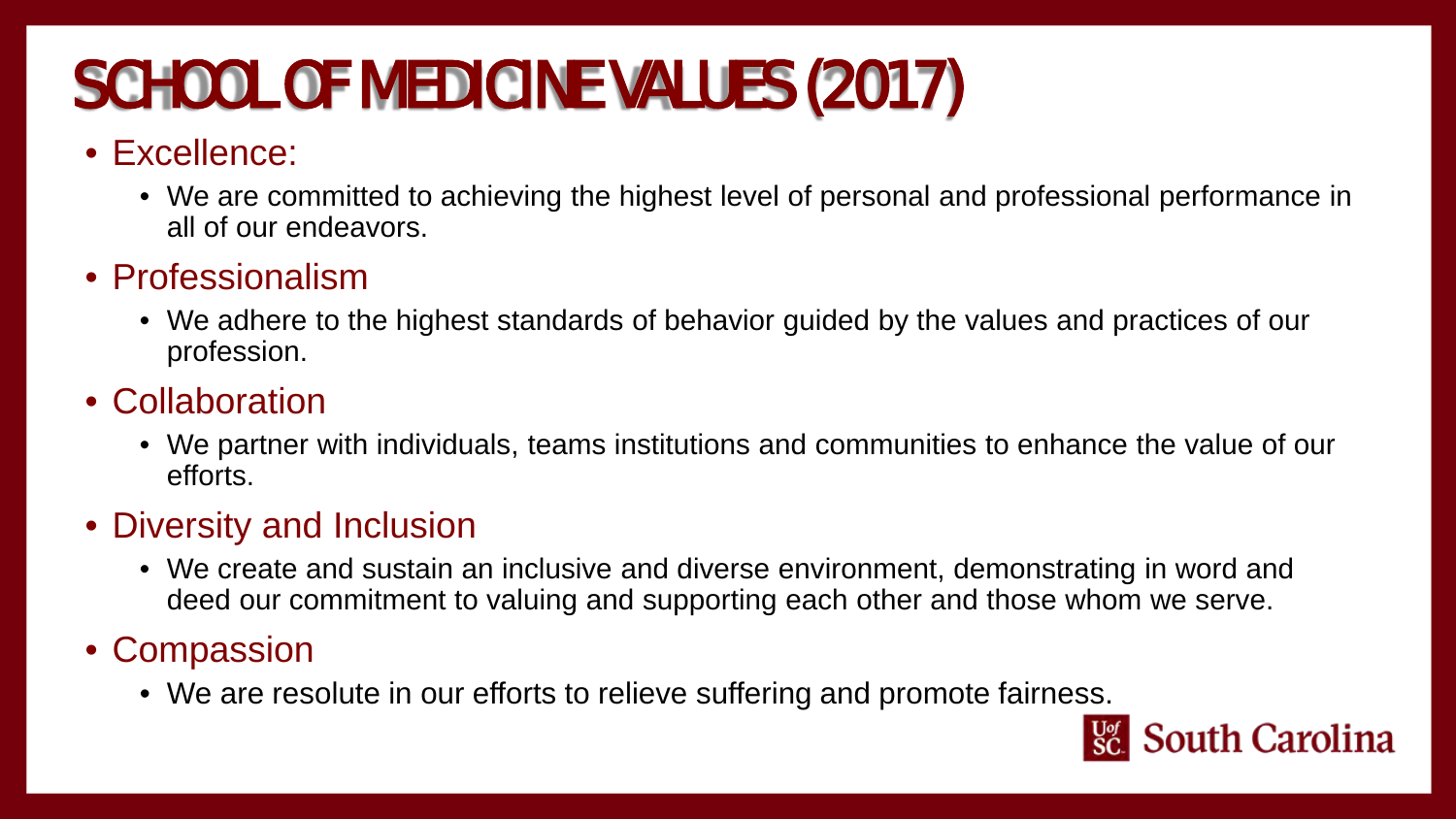# SCHOOL OF MEDICINE VALUES (2017)

- Excellence:
  - We are committed to achieving the highest level of personal and professional performance in all of our endeavors.
- Professionalism
  - We adhere to the highest standards of behavior guided by the values and practices of our profession.
- Collaboration
  - We partner with individuals, teams institutions and communities to enhance the value of our efforts.
- Diversity and Inclusion
  - We create and sustain an inclusive and diverse environment, demonstrating in word and deed our commitment to valuing and supporting each other and those whom we serve.
- Compassion
  - We are resolute in our efforts to relieve suffering and promote fairness.

UofSC South Carolina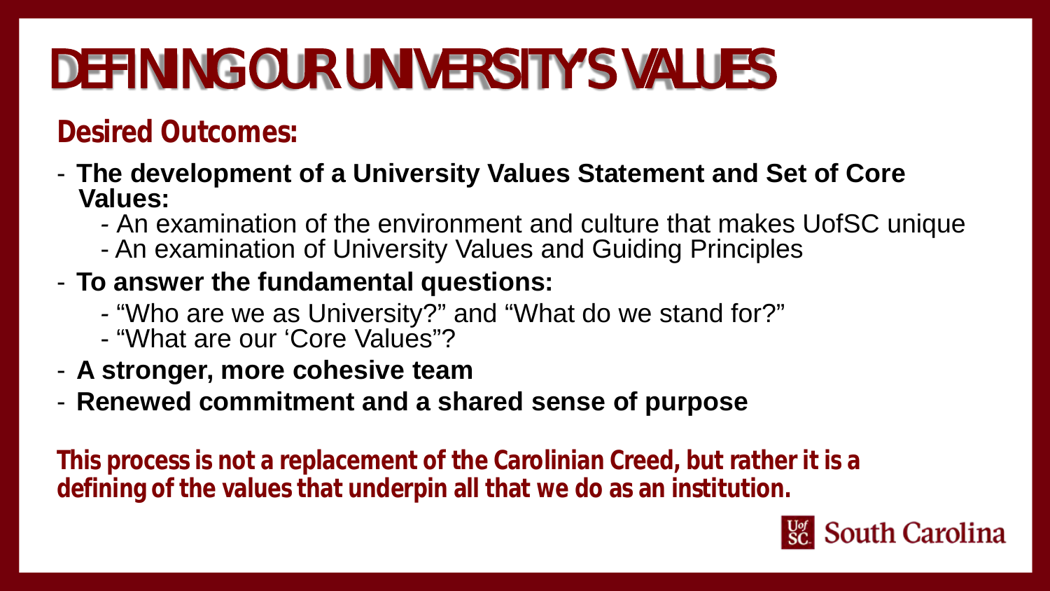# DEFINING OUR UNIVERSITY'S VALUES

## Desired Outcomes:

- **The development of a University Values Statement and Set of Core Values:**
  - An examination of the environment and culture that makes UofSC unique
  - An examination of University Values and Guiding Principles
- **To answer the fundamental questions:**
  - "Who are we as University?" and "What do we stand for?"
  - "What are our 'Core Values"?
- **A stronger, more cohesive team**
- **Renewed commitment and a shared sense of purpose**

**This process is not a replacement of the Carolinian Creed, but rather it is a defining of the values that underpin all that we do as an institution.**

UofSC South Carolina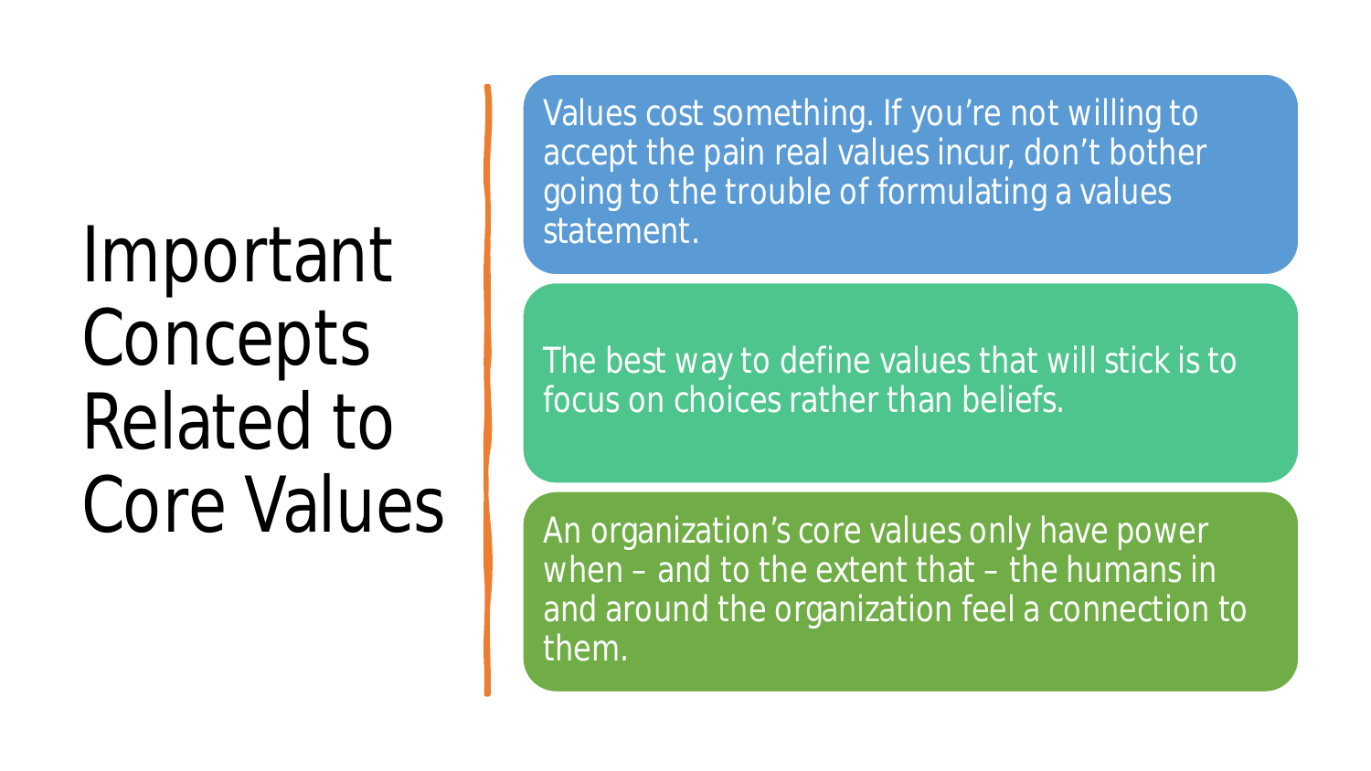# Important Concepts Related to Core Values

- Values cost something. If you're not willing to accept the pain real values incur, don't bother going to the trouble of formulating a values statement.
- The best way to define values that will stick is to focus on choices rather than beliefs.
- An organization's core values only have power when – and to the extent that – the humans in and around the organization feel a connection to them.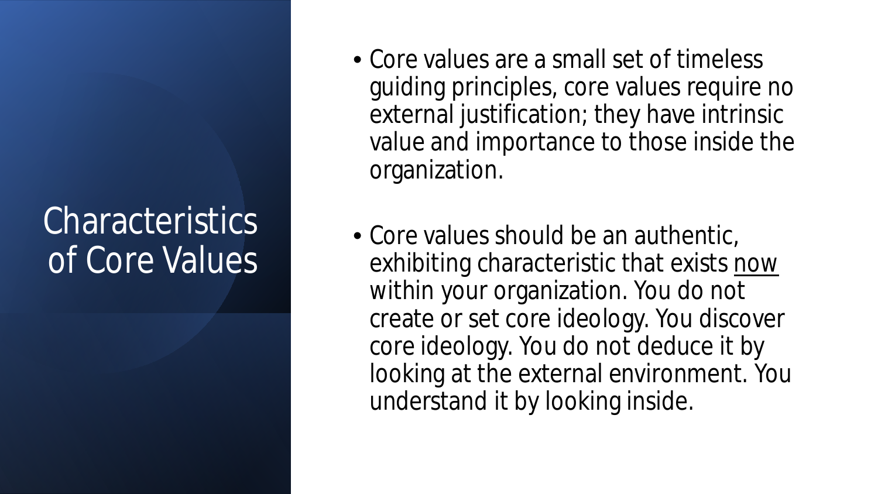# Characteristics of Core Values

- Core values are a small set of timeless guiding principles, core values require no external justification; they have intrinsic value and importance to those inside the organization.

- Core values should be an authentic, exhibiting characteristic that exists <u>now</u> within your organization. You do not create or set core ideology. You discover core ideology. You do not deduce it by looking at the external environment. You understand it by looking inside.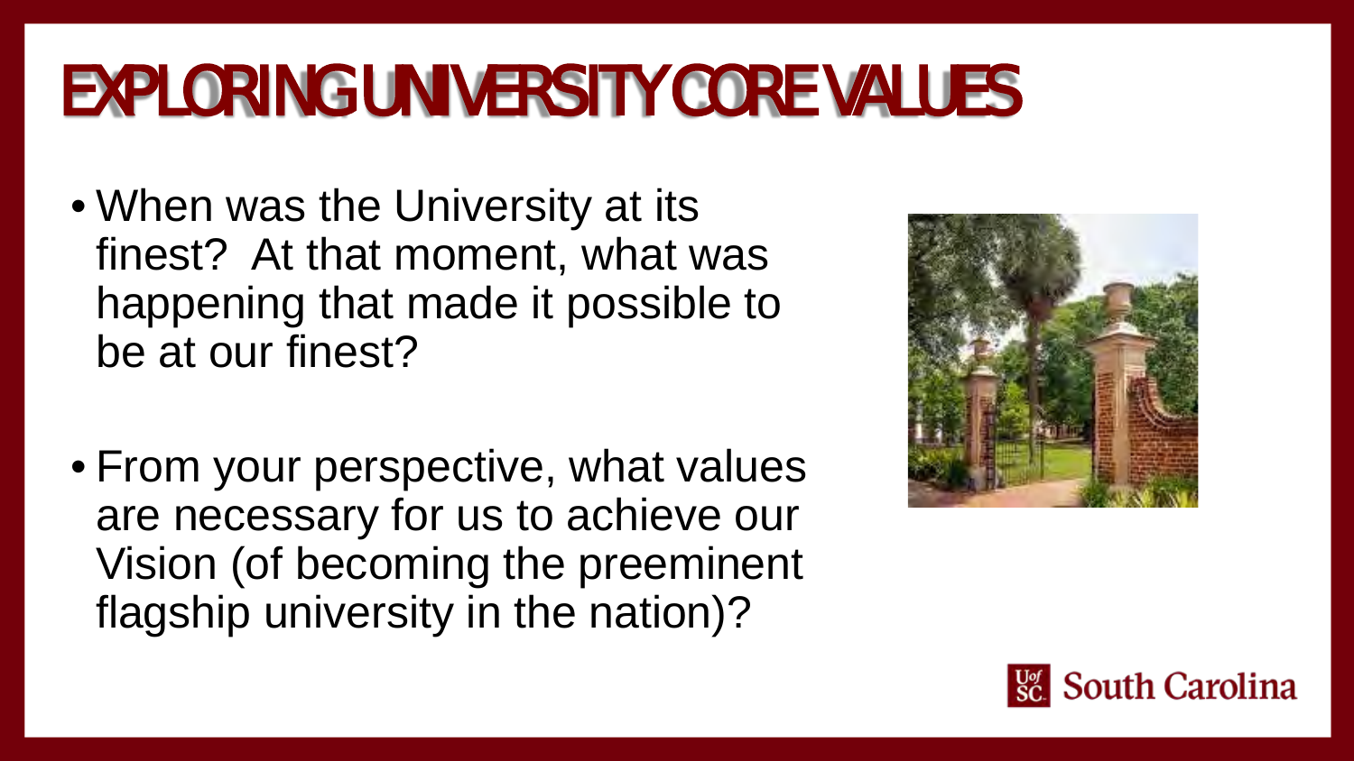# EXPLORING UNIVERSITY CORE VALUES

- When was the University at its finest? At that moment, what was happening that made it possible to be at our finest?

- From your perspective, what values are necessary for us to achieve our Vision (of becoming the preeminent flagship university in the nation)?

South Carolina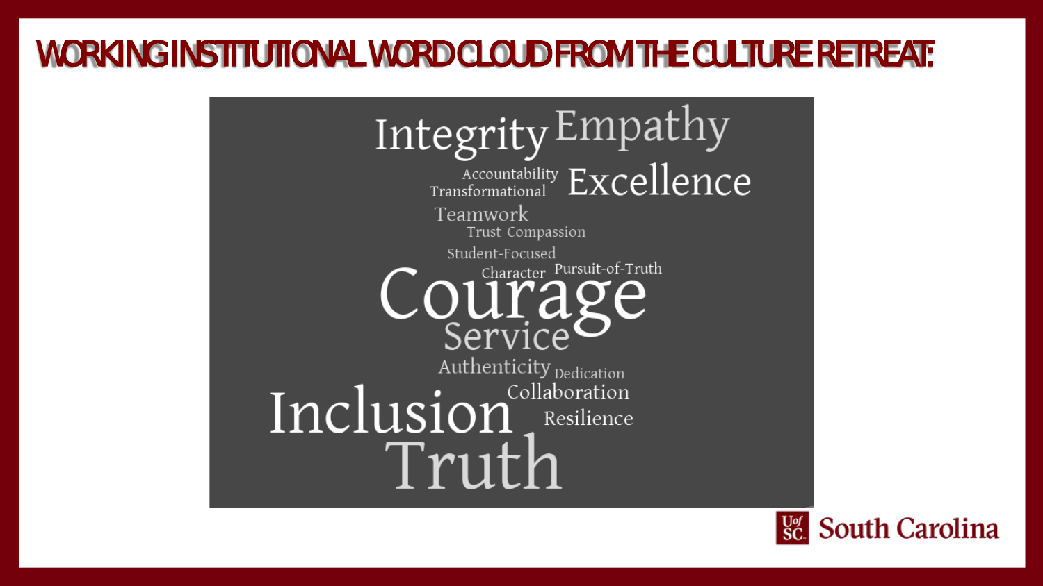# WORKING INSTITUTIONAL WORD CLOUD FROM THE CULTURE RETREAT:

Integrity Empathy

Accountability Transformational Excellence

Teamwork

Trust Compassion

Student-Focused

Character Pursuit-of-Truth

Courage

Service

Authenticity Dedication

Collaboration

Inclusion Resilience

Truth

UofSC South Carolina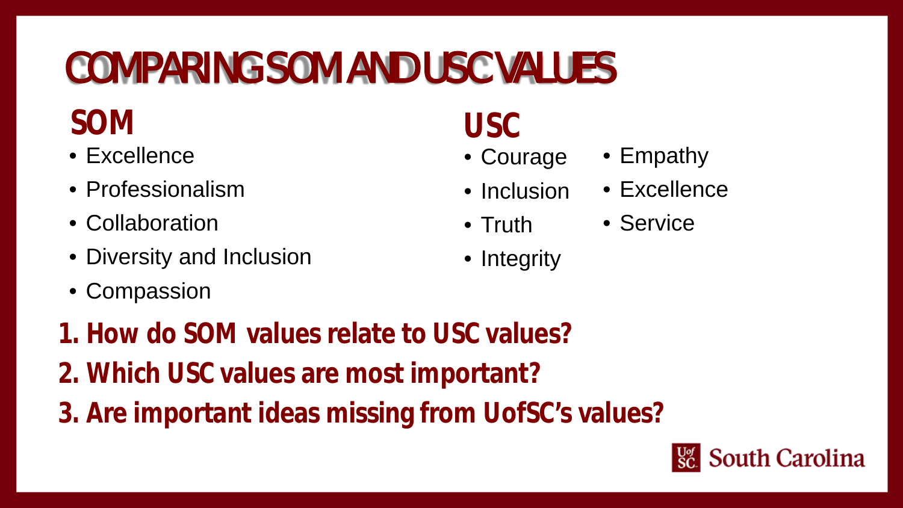# COMPARING SOM AND USC VALUES

## SOM

- Excellence
- Professionalism
- Collaboration
- Diversity and Inclusion
- Compassion

## USC

- Courage
- Inclusion
- Truth
- Integrity
- Empathy
- Excellence
- Service

**1. How do SOM values relate to USC values?**

**2. Which USC values are most important?**

**3. Are important ideas missing from UofSC's values?**

UofSC South Carolina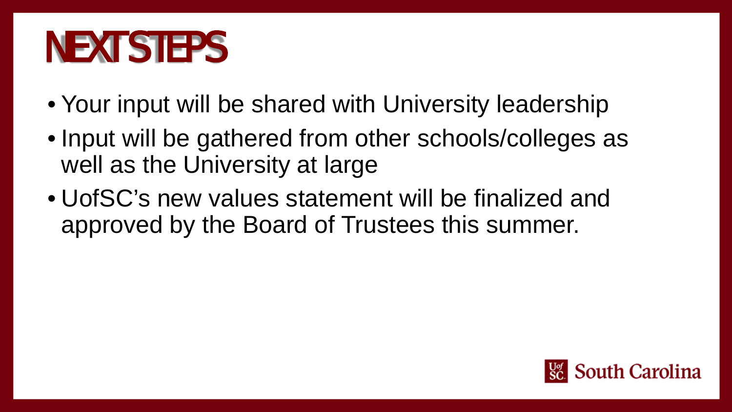# NEXT STEPS

- Your input will be shared with University leadership
- Input will be gathered from other schools/colleges as well as the University at large
- UofSC's new values statement will be finalized and approved by the Board of Trustees this summer.

UofSC South Carolina